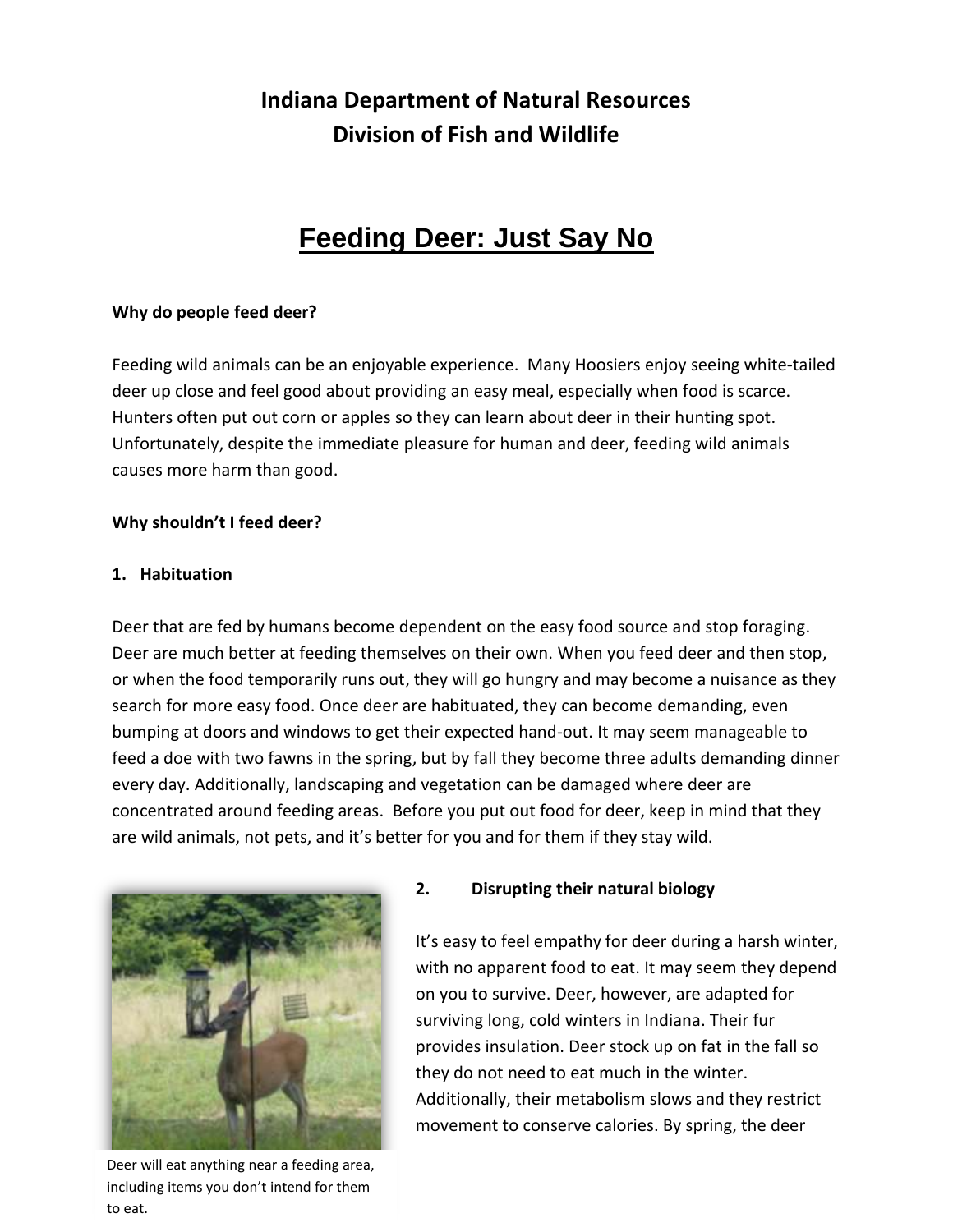**Indiana Department of Natural Resources**
**Division of Fish and Wildlife**

# Feeding Deer: Just Say No

**Why do people feed deer?**

Feeding wild animals can be an enjoyable experience. Many Hoosiers enjoy seeing white-tailed deer up close and feel good about providing an easy meal, especially when food is scarce. Hunters often put out corn or apples so they can learn about deer in their hunting spot. Unfortunately, despite the immediate pleasure for human and deer, feeding wild animals causes more harm than good.

**Why shouldn't I feed deer?**

**1. Habituation**

Deer that are fed by humans become dependent on the easy food source and stop foraging. Deer are much better at feeding themselves on their own. When you feed deer and then stop, or when the food temporarily runs out, they will go hungry and may become a nuisance as they search for more easy food. Once deer are habituated, they can become demanding, even bumping at doors and windows to get their expected hand-out. It may seem manageable to feed a doe with two fawns in the spring, but by fall they become three adults demanding dinner every day. Additionally, landscaping and vegetation can be damaged where deer are concentrated around feeding areas. Before you put out food for deer, keep in mind that they are wild animals, not pets, and it's better for you and for them if they stay wild.

Deer will eat anything near a feeding area, including items you don't intend for them to eat.

**2. Disrupting their natural biology**

It's easy to feel empathy for deer during a harsh winter, with no apparent food to eat. It may seem they depend on you to survive. Deer, however, are adapted for surviving long, cold winters in Indiana. Their fur provides insulation. Deer stock up on fat in the fall so they do not need to eat much in the winter. Additionally, their metabolism slows and they restrict movement to conserve calories. By spring, the deer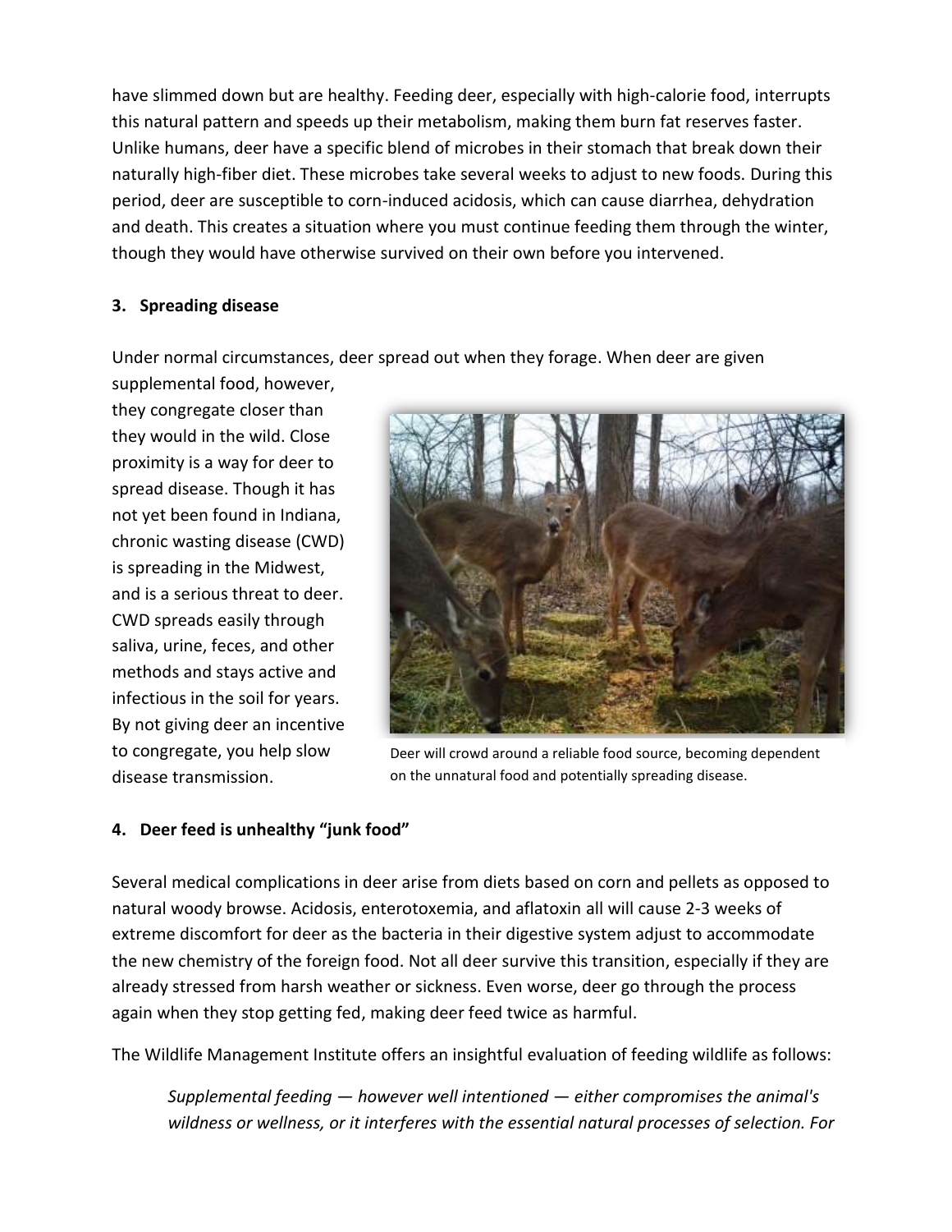have slimmed down but are healthy. Feeding deer, especially with high-calorie food, interrupts this natural pattern and speeds up their metabolism, making them burn fat reserves faster. Unlike humans, deer have a specific blend of microbes in their stomach that break down their naturally high-fiber diet. These microbes take several weeks to adjust to new foods. During this period, deer are susceptible to corn-induced acidosis, which can cause diarrhea, dehydration and death. This creates a situation where you must continue feeding them through the winter, though they would have otherwise survived on their own before you intervened.

**3. Spreading disease**

Under normal circumstances, deer spread out when they forage. When deer are given supplemental food, however, they congregate closer than they would in the wild. Close proximity is a way for deer to spread disease. Though it has not yet been found in Indiana, chronic wasting disease (CWD) is spreading in the Midwest, and is a serious threat to deer. CWD spreads easily through saliva, urine, feces, and other methods and stays active and infectious in the soil for years. By not giving deer an incentive to congregate, you help slow disease transmission.

Deer will crowd around a reliable food source, becoming dependent on the unnatural food and potentially spreading disease.

**4. Deer feed is unhealthy "junk food"**

Several medical complications in deer arise from diets based on corn and pellets as opposed to natural woody browse. Acidosis, enterotoxemia, and aflatoxin all will cause 2-3 weeks of extreme discomfort for deer as the bacteria in their digestive system adjust to accommodate the new chemistry of the foreign food. Not all deer survive this transition, especially if they are already stressed from harsh weather or sickness. Even worse, deer go through the process again when they stop getting fed, making deer feed twice as harmful.

The Wildlife Management Institute offers an insightful evaluation of feeding wildlife as follows:

> *Supplemental feeding — however well intentioned — either compromises the animal's wildness or wellness, or it interferes with the essential natural processes of selection. For*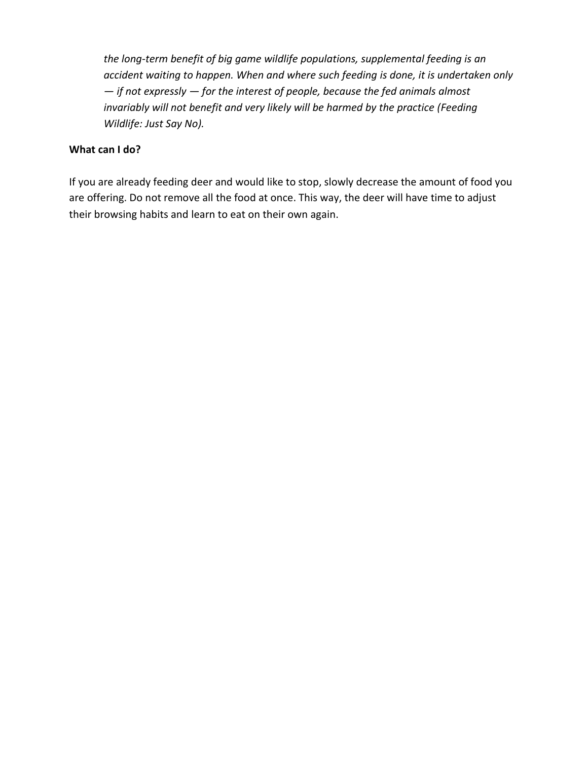> *the long-term benefit of big game wildlife populations, supplemental feeding is an accident waiting to happen. When and where such feeding is done, it is undertaken only — if not expressly — for the interest of people, because the fed animals almost invariably will not benefit and very likely will be harmed by the practice (Feeding Wildlife: Just Say No).*

**What can I do?**

If you are already feeding deer and would like to stop, slowly decrease the amount of food you are offering. Do not remove all the food at once. This way, the deer will have time to adjust their browsing habits and learn to eat on their own again.